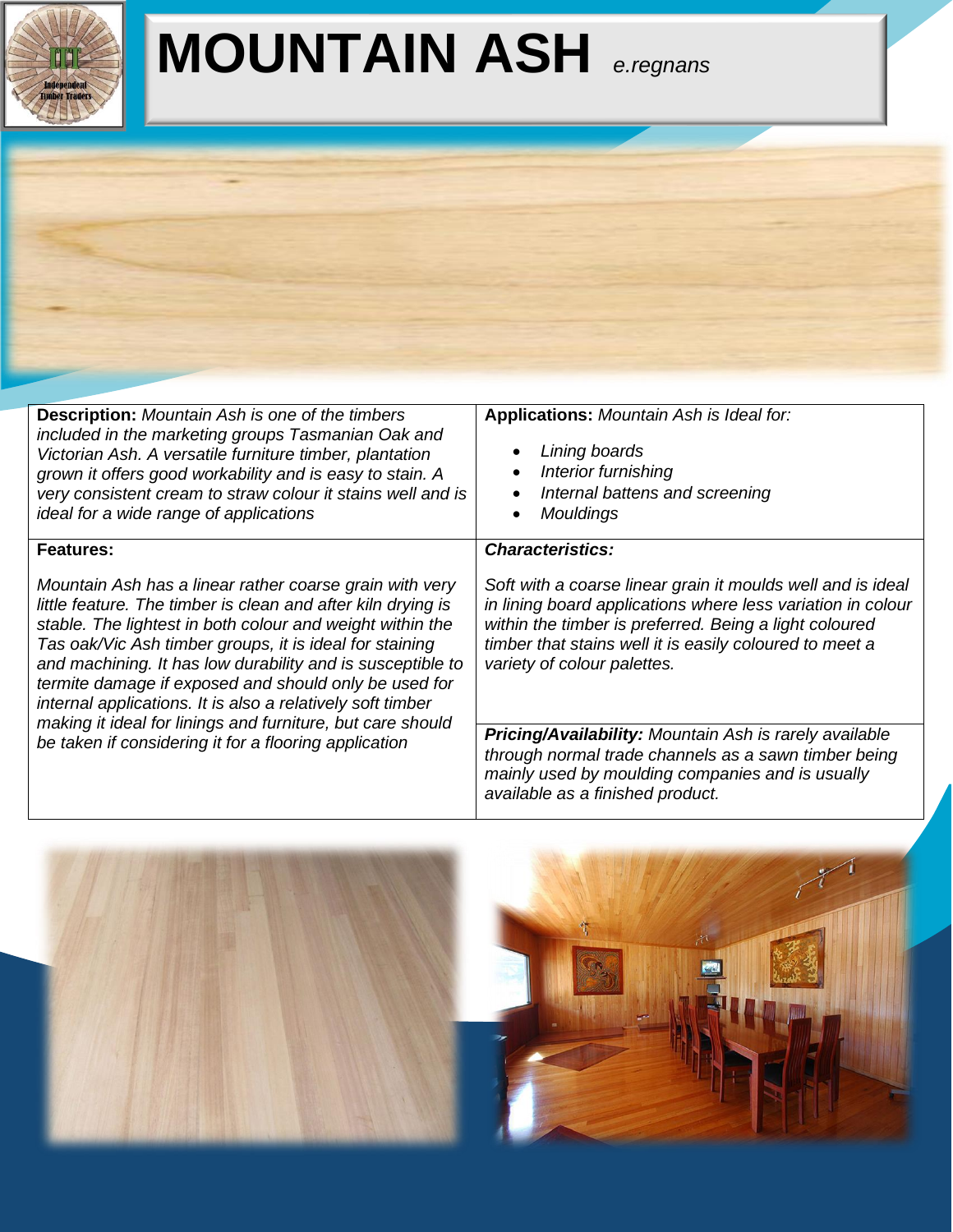# MOUNTAIN ASH *e.regnans*

**Description:** *Mountain Ash is one of the timbers included in the marketing groups Tasmanian Oak and Victorian Ash. A versatile furniture timber, plantation grown it offers good workability and is easy to stain. A very consistent cream to straw colour it stains well and is ideal for a wide range of applications*

**Applications:** *Mountain Ash is Ideal for:*

- *Lining boards*
- *Interior furnishing*
- *Internal battens and screening*
- *Mouldings*

**Features:**

*Mountain Ash has a linear rather coarse grain with very little feature. The timber is clean and after kiln drying is stable. The lightest in both colour and weight within the Tas oak/Vic Ash timber groups, it is ideal for staining and machining. It has low durability and is susceptible to termite damage if exposed and should only be used for internal applications. It is also a relatively soft timber making it ideal for linings and furniture, but care should be taken if considering it for a flooring application*

***Characteristics:***

*Soft with a coarse linear grain it moulds well and is ideal in lining board applications where less variation in colour within the timber is preferred. Being a light coloured timber that stains well it is easily coloured to meet a variety of colour palettes.*

***Pricing/Availability:*** *Mountain Ash is rarely available through normal trade channels as a sawn timber being mainly used by moulding companies and is usually available as a finished product.*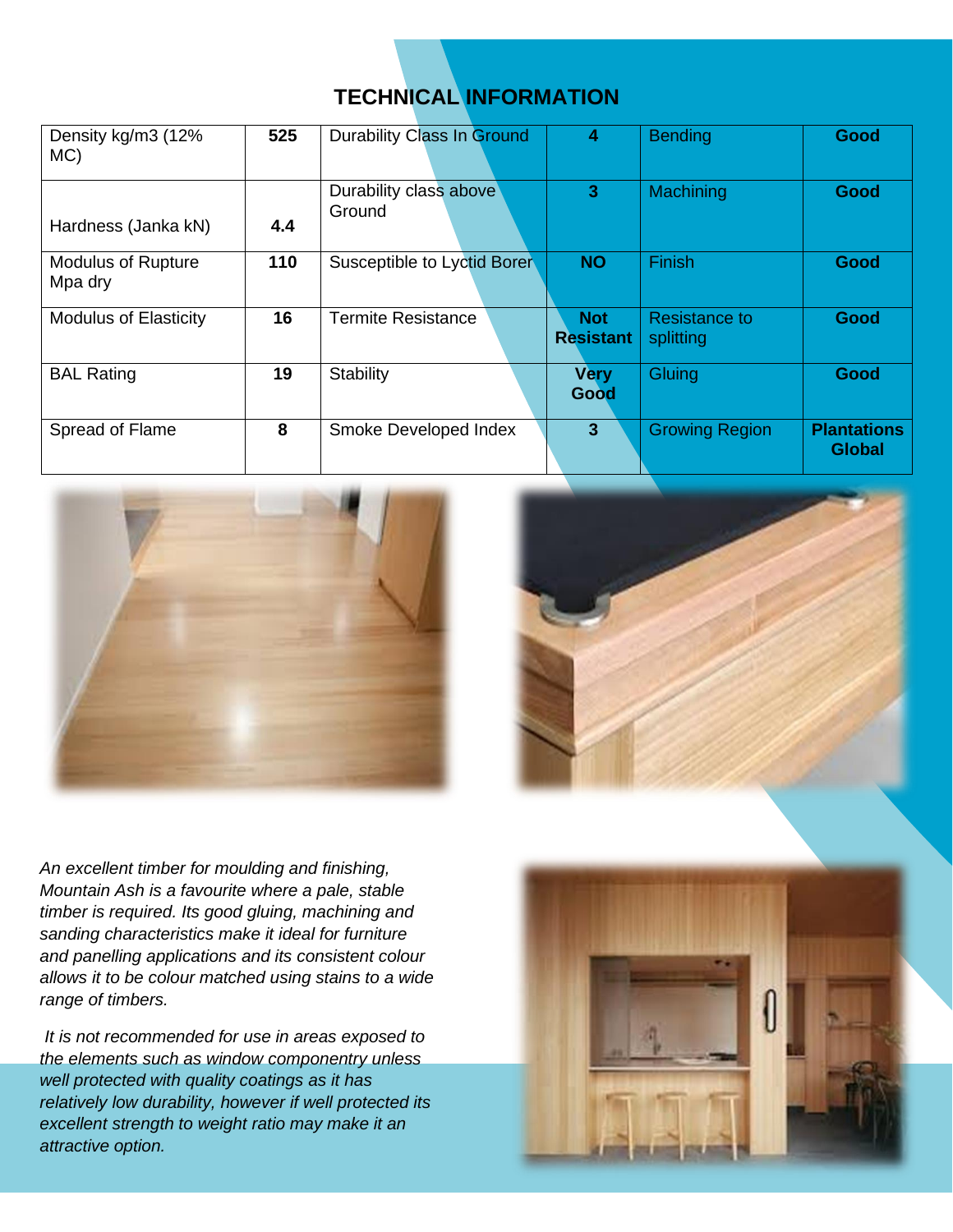## TECHNICAL INFORMATION

| | | | | | |
|---|---|---|---|---|---|
| Density kg/m3 (12% MC) | 525 | Durability Class In Ground | 4 | Bending | Good |
| Hardness (Janka kN) | 4.4 | Durability class above Ground | 3 | Machining | Good |
| Modulus of Rupture Mpa dry | 110 | Susceptible to Lyctid Borer | NO | Finish | Good |
| Modulus of Elasticity | 16 | Termite Resistance | Not Resistant | Resistance to splitting | Good |
| BAL Rating | 19 | Stability | Very Good | Gluing | Good |
| Spread of Flame | 8 | Smoke Developed Index | 3 | Growing Region | Plantations Global |

*An excellent timber for moulding and finishing, Mountain Ash is a favourite where a pale, stable timber is required. Its good gluing, machining and sanding characteristics make it ideal for furniture and panelling applications and its consistent colour allows it to be colour matched using stains to a wide range of timbers.*

*It is not recommended for use in areas exposed to the elements such as window componentry unless well protected with quality coatings as it has relatively low durability, however if well protected its excellent strength to weight ratio may make it an attractive option.*